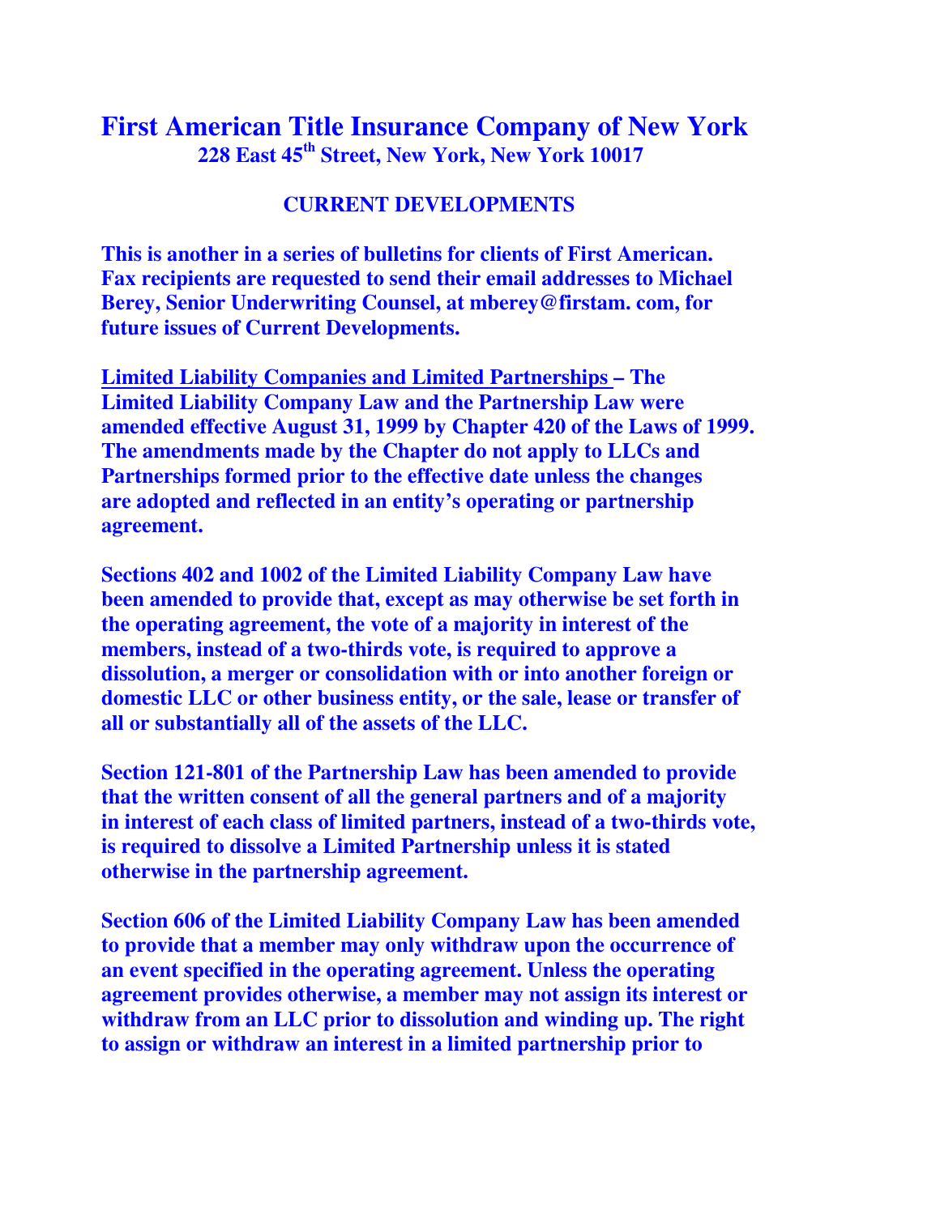# First American Title Insurance Company of New York

**228 East 45th Street, New York, New York 10017**

## CURRENT DEVELOPMENTS

**This is another in a series of bulletins for clients of First American. Fax recipients are requested to send their email addresses to Michael Berey, Senior Underwriting Counsel, at mberey@firstam. com, for future issues of Current Developments.**

**<u>Limited Liability Companies and Limited Partnerships</u> – The Limited Liability Company Law and the Partnership Law were amended effective August 31, 1999 by Chapter 420 of the Laws of 1999. The amendments made by the Chapter do not apply to LLCs and Partnerships formed prior to the effective date unless the changes are adopted and reflected in an entity's operating or partnership agreement.**

**Sections 402 and 1002 of the Limited Liability Company Law have been amended to provide that, except as may otherwise be set forth in the operating agreement, the vote of a majority in interest of the members, instead of a two-thirds vote, is required to approve a dissolution, a merger or consolidation with or into another foreign or domestic LLC or other business entity, or the sale, lease or transfer of all or substantially all of the assets of the LLC.**

**Section 121-801 of the Partnership Law has been amended to provide that the written consent of all the general partners and of a majority in interest of each class of limited partners, instead of a two-thirds vote, is required to dissolve a Limited Partnership unless it is stated otherwise in the partnership agreement.**

**Section 606 of the Limited Liability Company Law has been amended to provide that a member may only withdraw upon the occurrence of an event specified in the operating agreement. Unless the operating agreement provides otherwise, a member may not assign its interest or withdraw from an LLC prior to dissolution and winding up. The right to assign or withdraw an interest in a limited partnership prior to**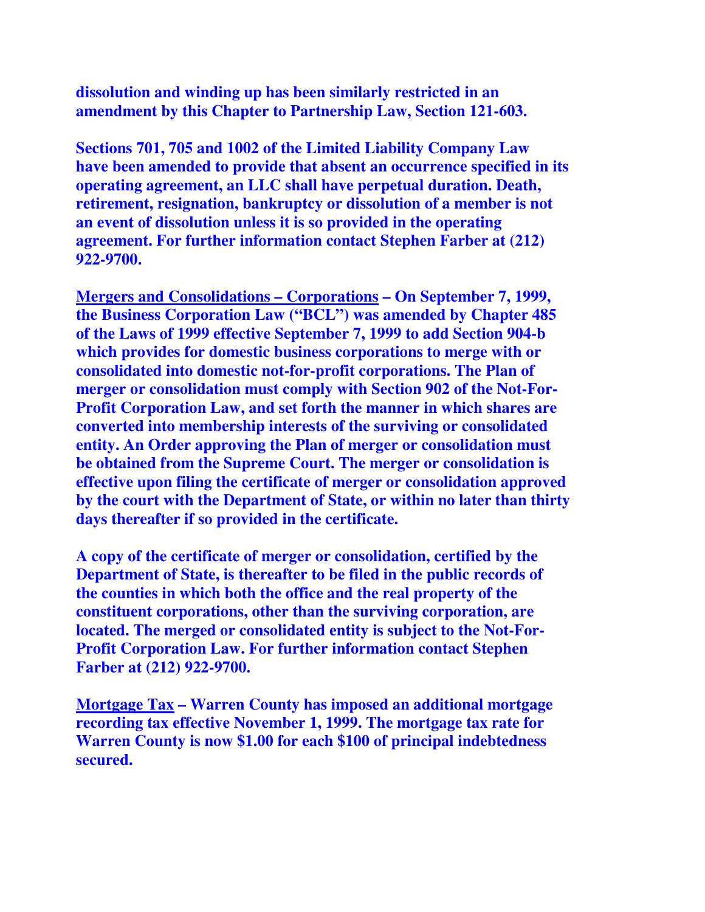**dissolution and winding up has been similarly restricted in an amendment by this Chapter to Partnership Law, Section 121-603.**

**Sections 701, 705 and 1002 of the Limited Liability Company Law have been amended to provide that absent an occurrence specified in its operating agreement, an LLC shall have perpetual duration. Death, retirement, resignation, bankruptcy or dissolution of a member is not an event of dissolution unless it is so provided in the operating agreement. For further information contact Stephen Farber at (212) 922-9700.**

**<u>Mergers and Consolidations – Corporations</u> – On September 7, 1999, the Business Corporation Law ("BCL") was amended by Chapter 485 of the Laws of 1999 effective September 7, 1999 to add Section 904-b which provides for domestic business corporations to merge with or consolidated into domestic not-for-profit corporations. The Plan of merger or consolidation must comply with Section 902 of the Not-For-Profit Corporation Law, and set forth the manner in which shares are converted into membership interests of the surviving or consolidated entity. An Order approving the Plan of merger or consolidation must be obtained from the Supreme Court. The merger or consolidation is effective upon filing the certificate of merger or consolidation approved by the court with the Department of State, or within no later than thirty days thereafter if so provided in the certificate.**

**A copy of the certificate of merger or consolidation, certified by the Department of State, is thereafter to be filed in the public records of the counties in which both the office and the real property of the constituent corporations, other than the surviving corporation, are located. The merged or consolidated entity is subject to the Not-For-Profit Corporation Law. For further information contact Stephen Farber at (212) 922-9700.**

**<u>Mortgage Tax</u> – Warren County has imposed an additional mortgage recording tax effective November 1, 1999. The mortgage tax rate for Warren County is now $1.00 for each $100 of principal indebtedness secured.**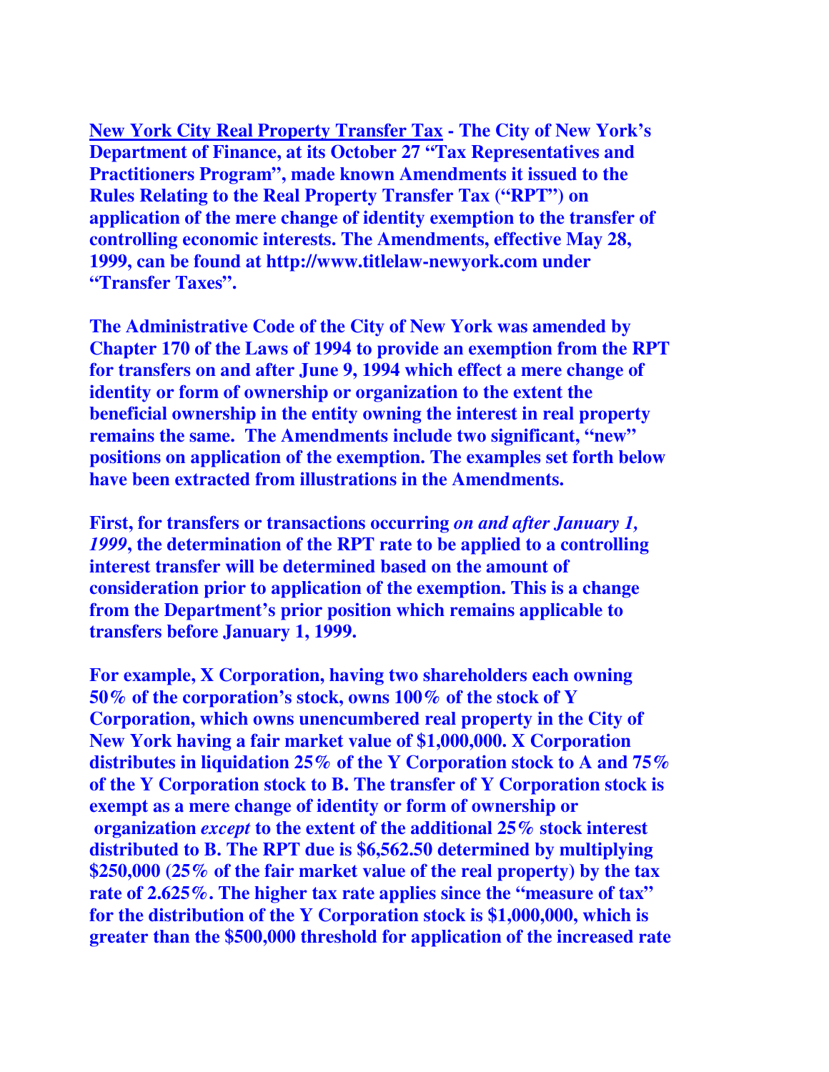**<u>New York City Real Property Transfer Tax</u> - The City of New York's Department of Finance, at its October 27 "Tax Representatives and Practitioners Program", made known Amendments it issued to the Rules Relating to the Real Property Transfer Tax ("RPT") on application of the mere change of identity exemption to the transfer of controlling economic interests. The Amendments, effective May 28, 1999, can be found at http://www.titlelaw-newyork.com under "Transfer Taxes".**

**The Administrative Code of the City of New York was amended by Chapter 170 of the Laws of 1994 to provide an exemption from the RPT for transfers on and after June 9, 1994 which effect a mere change of identity or form of ownership or organization to the extent the beneficial ownership in the entity owning the interest in real property remains the same. The Amendments include two significant, "new" positions on application of the exemption. The examples set forth below have been extracted from illustrations in the Amendments.**

**First, for transfers or transactions occurring *on and after January 1, 1999*, the determination of the RPT rate to be applied to a controlling interest transfer will be determined based on the amount of consideration prior to application of the exemption. This is a change from the Department's prior position which remains applicable to transfers before January 1, 1999.**

**For example, X Corporation, having two shareholders each owning 50% of the corporation's stock, owns 100% of the stock of Y Corporation, which owns unencumbered real property in the City of New York having a fair market value of $1,000,000. X Corporation distributes in liquidation 25% of the Y Corporation stock to A and 75% of the Y Corporation stock to B. The transfer of Y Corporation stock is exempt as a mere change of identity or form of ownership or organization *except* to the extent of the additional 25% stock interest distributed to B. The RPT due is $6,562.50 determined by multiplying $250,000 (25% of the fair market value of the real property) by the tax rate of 2.625%. The higher tax rate applies since the "measure of tax" for the distribution of the Y Corporation stock is $1,000,000, which is greater than the $500,000 threshold for application of the increased rate**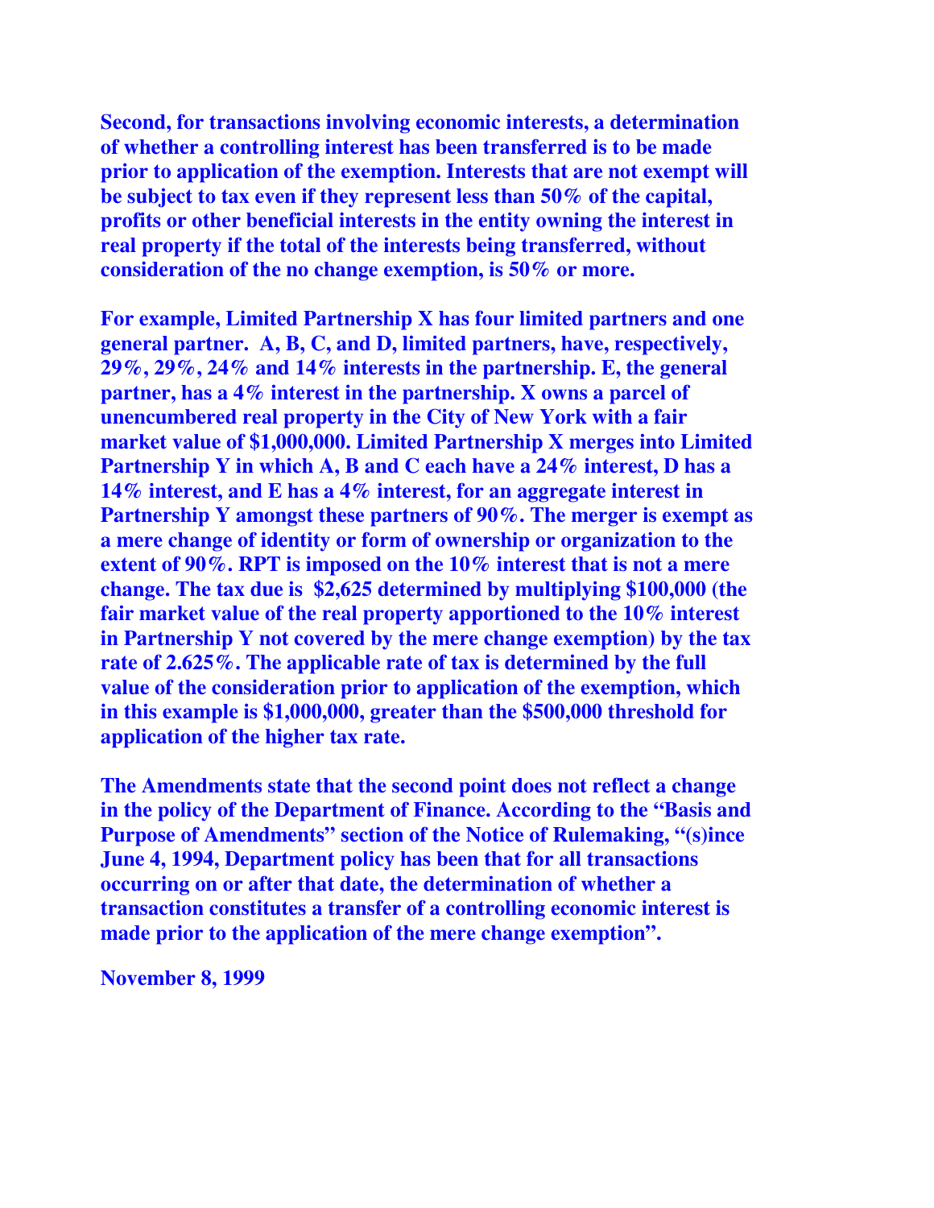**Second, for transactions involving economic interests, a determination of whether a controlling interest has been transferred is to be made prior to application of the exemption. Interests that are not exempt will be subject to tax even if they represent less than 50% of the capital, profits or other beneficial interests in the entity owning the interest in real property if the total of the interests being transferred, without consideration of the no change exemption, is 50% or more.**

**For example, Limited Partnership X has four limited partners and one general partner. A, B, C, and D, limited partners, have, respectively, 29%, 29%, 24% and 14% interests in the partnership. E, the general partner, has a 4% interest in the partnership. X owns a parcel of unencumbered real property in the City of New York with a fair market value of $1,000,000. Limited Partnership X merges into Limited Partnership Y in which A, B and C each have a 24% interest, D has a 14% interest, and E has a 4% interest, for an aggregate interest in Partnership Y amongst these partners of 90%. The merger is exempt as a mere change of identity or form of ownership or organization to the extent of 90%. RPT is imposed on the 10% interest that is not a mere change. The tax due is $2,625 determined by multiplying $100,000 (the fair market value of the real property apportioned to the 10% interest in Partnership Y not covered by the mere change exemption) by the tax rate of 2.625%. The applicable rate of tax is determined by the full value of the consideration prior to application of the exemption, which in this example is $1,000,000, greater than the $500,000 threshold for application of the higher tax rate.**

**The Amendments state that the second point does not reflect a change in the policy of the Department of Finance. According to the "Basis and Purpose of Amendments" section of the Notice of Rulemaking, "(s)ince June 4, 1994, Department policy has been that for all transactions occurring on or after that date, the determination of whether a transaction constitutes a transfer of a controlling economic interest is made prior to the application of the mere change exemption".**

**November 8, 1999**